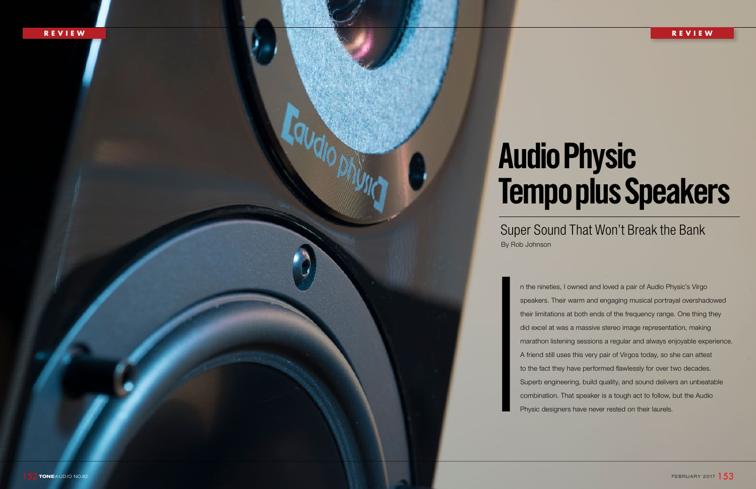# Audio Physic Tempo plus Speakers

## Super Sound That Won't Break the Bank

By Rob Johnson

In the nineties, I owned and loved a pair of Audio Physic's Virgo speakers. Their warm and engaging musical portrayal overshadowed their limitations at both ends of the frequency range. One thing they did excel at was a massive stereo image representation, making marathon listening sessions a regular and always enjoyable experience. A friend still uses this very pair of Virgos today, so she can attest to the fact they have performed flawlessly for over two decades. Superb engineering, build quality, and sound delivers an unbeatable combination. That speaker is a tough act to follow, but the Audio Physic designers have never rested on their laurels.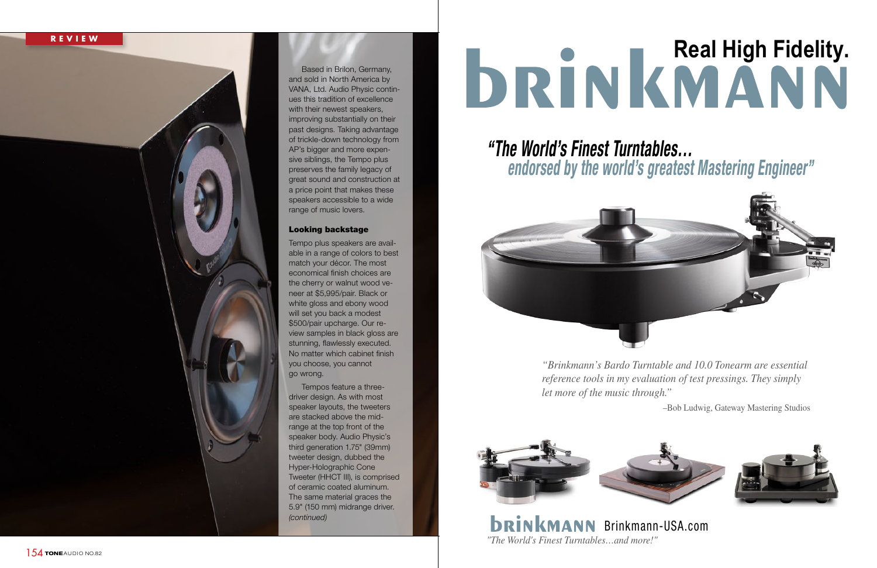Based in Brilon, Germany, and sold in North America by VANA, Ltd. Audio Physic continues this tradition of excellence with their newest speakers, improving substantially on their past designs. Taking advantage of trickle-down technology from AP's bigger and more expensive siblings, the Tempo plus preserves the family legacy of great sound and construction at a price point that makes these speakers accessible to a wide range of music lovers.

### Looking backstage

Tempo plus speakers are available in a range of colors to best match your décor. The most economical finish choices are the cherry or walnut wood veneer at $5,995/pair. Black or white gloss and ebony wood will set you back a modest $500/pair upcharge. Our review samples in black gloss are stunning, flawlessly executed. No matter which cabinet finish you choose, you cannot go wrong.

Tempos feature a three-driver design. As with most speaker layouts, the tweeters are stacked above the midrange at the top front of the speaker body. Audio Physic's third generation 1.75" (39mm) tweeter design, dubbed the Hyper-Holographic Cone Tweeter (HHCT III), is comprised of ceramic coated aluminum. The same material graces the 5.9" (150 mm) midrange driver. *(continued)*

# BRINKMANN Real High Fidelity.

## *"The World's Finest Turntables… endorsed by the world's greatest Mastering Engineer"*

*"Brinkmann's Bardo Turntable and 10.0 Tonearm are essential reference tools in my evaluation of test pressings. They simply let more of the music through."*

–Bob Ludwig, Gateway Mastering Studios

BRINKMANN Brinkmann-USA.com

*"The World's Finest Turntables…and more!"*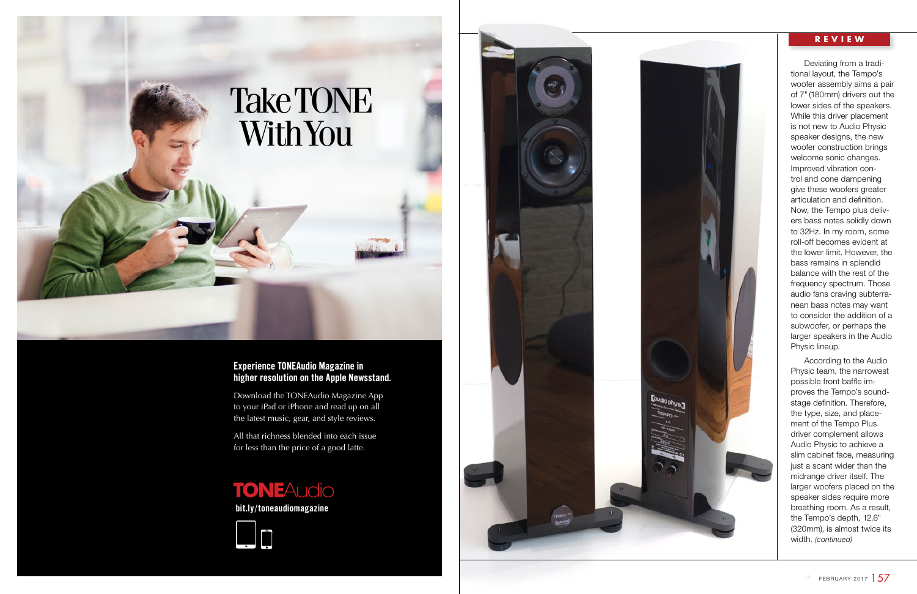# Take TONE With You

**Experience TONEAudio Magazine in higher resolution on the Apple Newsstand.**

Download the TONEAudio Magazine App to your iPad or iPhone and read up on all the latest music, gear, and style reviews.

All that richness blended into each issue for less than the price of a good latte.

**TONEAudio**

**bit.ly/toneaudiomagazine**

## REVIEW

Deviating from a traditional layout, the Tempo's woofer assembly aims a pair of 7" (180mm) drivers out the lower sides of the speakers. While this driver placement is not new to Audio Physic speaker designs, the new woofer construction brings welcome sonic changes. Improved vibration control and cone dampening give these woofers greater articulation and definition. Now, the Tempo plus delivers bass notes solidly down to 32Hz. In my room, some roll-off becomes evident at the lower limit. However, the bass remains in splendid balance with the rest of the frequency spectrum. Those audio fans craving subterranean bass notes may want to consider the addition of a subwoofer, or perhaps the larger speakers in the Audio Physic lineup.

According to the Audio Physic team, the narrowest possible front baffle improves the Tempo's soundstage definition. Therefore, the type, size, and placement of the Tempo Plus driver complement allows Audio Physic to achieve a slim cabinet face, measuring just a scant wider than the midrange driver itself. The larger woofers placed on the speaker sides require more breathing room. As a result, the Tempo's depth, 12.6" (320mm), is almost twice its width. *(continued)*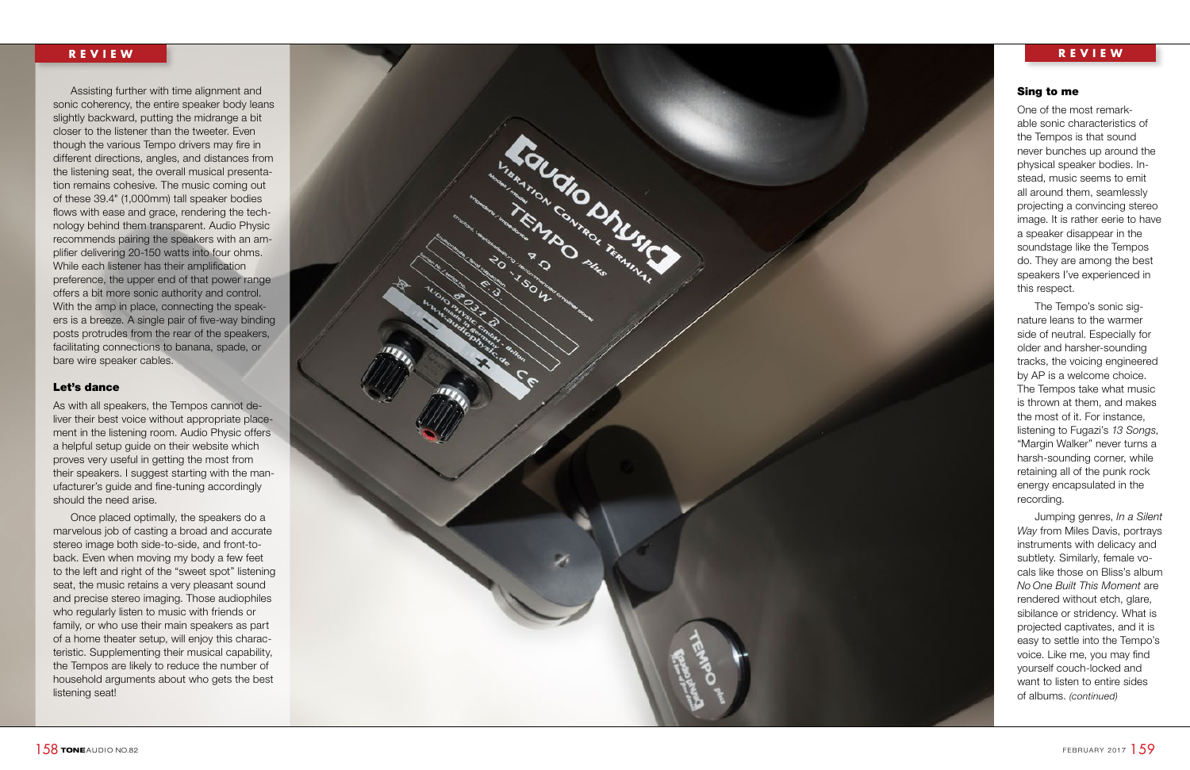Assisting further with time alignment and sonic coherency, the entire speaker body leans slightly backward, putting the midrange a bit closer to the listener than the tweeter. Even though the various Tempo drivers may fire in different directions, angles, and distances from the listening seat, the overall musical presentation remains cohesive. The music coming out of these 39.4" (1,000mm) tall speaker bodies flows with ease and grace, rendering the technology behind them transparent. Audio Physic recommends pairing the speakers with an amplifier delivering 20-150 watts into four ohms. While each listener has their amplification preference, the upper end of that power range offers a bit more sonic authority and control. With the amp in place, connecting the speakers is a breeze. A single pair of five-way binding posts protrudes from the rear of the speakers, facilitating connections to banana, spade, or bare wire speaker cables.

### Let's dance

As with all speakers, the Tempos cannot deliver their best voice without appropriate placement in the listening room. Audio Physic offers a helpful setup guide on their website which proves very useful in getting the most from their speakers. I suggest starting with the manufacturer's guide and fine-tuning accordingly should the need arise.

Once placed optimally, the speakers do a marvelous job of casting a broad and accurate stereo image both side-to-side, and front-to-back. Even when moving my body a few feet to the left and right of the "sweet spot" listening seat, the music retains a very pleasant sound and precise stereo imaging. Those audiophiles who regularly listen to music with friends or family, or who use their main speakers as part of a home theater setup, will enjoy this characteristic. Supplementing their musical capability, the Tempos are likely to reduce the number of household arguments about who gets the best listening seat!

### Sing to me

One of the most remarkable sonic characteristics of the Tempos is that sound never bunches up around the physical speaker bodies. Instead, music seems to emit all around them, seamlessly projecting a convincing stereo image. It is rather eerie to have a speaker disappear in the soundstage like the Tempos do. They are among the best speakers I've experienced in this respect.

The Tempo's sonic signature leans to the warmer side of neutral. Especially for older and harsher-sounding tracks, the voicing engineered by AP is a welcome choice. The Tempos take what music is thrown at them, and makes the most of it. For instance, listening to Fugazi's *13 Songs*, "Margin Walker" never turns a harsh-sounding corner, while retaining all of the punk rock energy encapsulated in the recording.

Jumping genres, *In a Silent Way* from Miles Davis, portrays instruments with delicacy and subtlety. Similarly, female vocals like those on Bliss's album *No One Built This Moment* are rendered without etch, glare, sibilance or stridency. What is projected captivates, and it is easy to settle into the Tempo's voice. Like me, you may find yourself couch-locked and want to listen to entire sides of albums. *(continued)*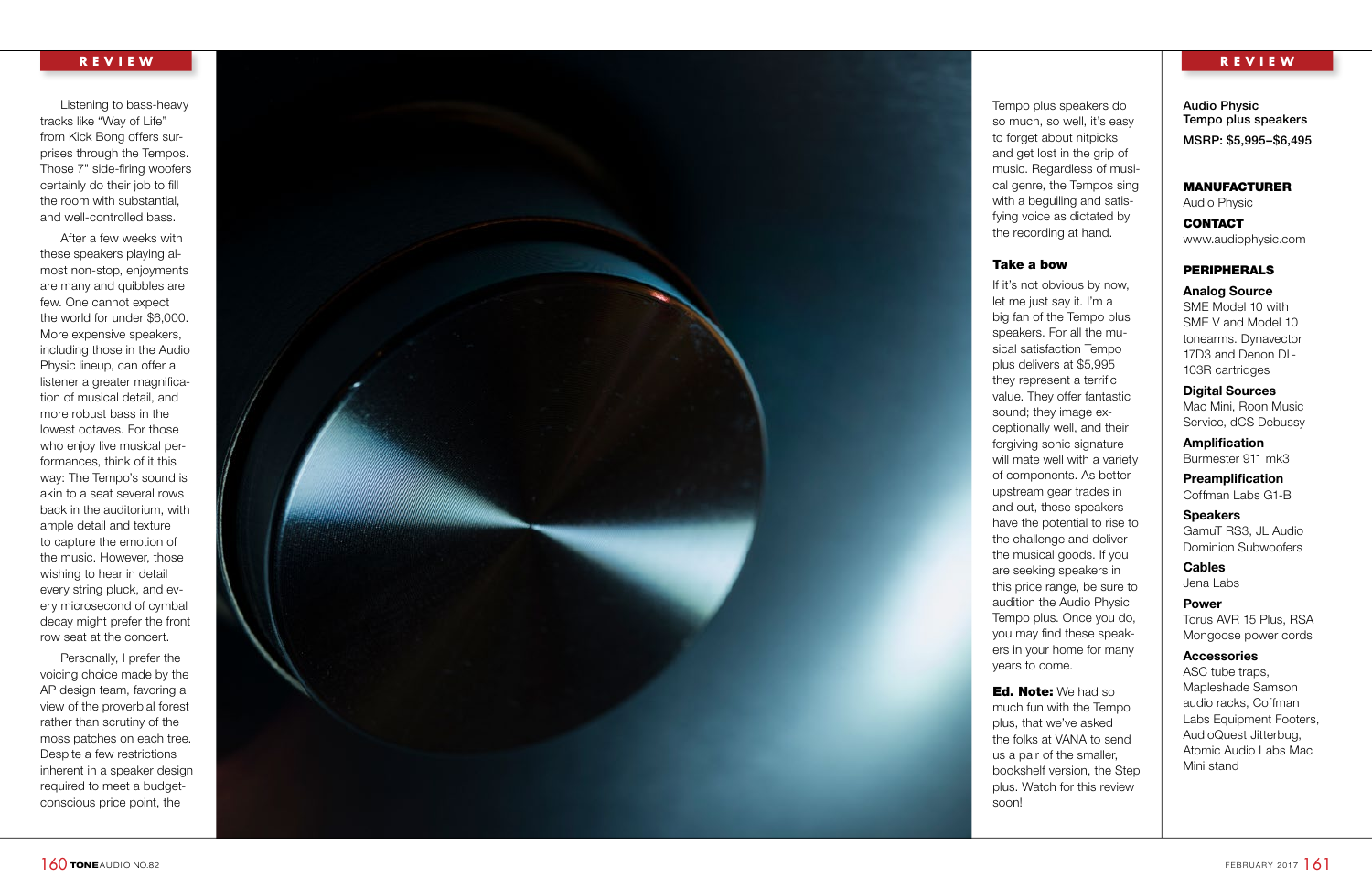Listening to bass-heavy tracks like "Way of Life" from Kick Bong offers surprises through the Tempos. Those 7" side-firing woofers certainly do their job to fill the room with substantial, and well-controlled bass.

After a few weeks with these speakers playing almost non-stop, enjoyments are many and quibbles are few. One cannot expect the world for under $6,000. More expensive speakers, including those in the Audio Physic lineup, can offer a listener a greater magnification of musical detail, and more robust bass in the lowest octaves. For those who enjoy live musical performances, think of it this way: The Tempo's sound is akin to a seat several rows back in the auditorium, with ample detail and texture to capture the emotion of the music. However, those wishing to hear in detail every string pluck, and every microsecond of cymbal decay might prefer the front row seat at the concert.

Personally, I prefer the voicing choice made by the AP design team, favoring a view of the proverbial forest rather than scrutiny of the moss patches on each tree. Despite a few restrictions inherent in a speaker design required to meet a budget-conscious price point, the Tempo plus speakers do so much, so well, it's easy to forget about nitpicks and get lost in the grip of music. Regardless of musical genre, the Tempos sing with a beguiling and satisfying voice as dictated by the recording at hand.

### Take a bow

If it's not obvious by now, let me just say it. I'm a big fan of the Tempo plus speakers. For all the musical satisfaction Tempo plus delivers at $5,995 they represent a terrific value. They offer fantastic sound; they image exceptionally well, and their forgiving sonic signature will mate well with a variety of components. As better upstream gear trades in and out, these speakers have the potential to rise to the challenge and deliver the musical goods. If you are seeking speakers in this price range, be sure to audition the Audio Physic Tempo plus. Once you do, you may find these speakers in your home for many years to come.

**Ed. Note:** We had so much fun with the Tempo plus, that we've asked the folks at VANA to send us a pair of the smaller, bookshelf version, the Step plus. Watch for this review soon!

**Audio Physic Tempo plus speakers**
**MSRP: $5,995–$6,495**

**MANUFACTURER**
Audio Physic

**CONTACT**
www.audiophysic.com

**PERIPHERALS**

**Analog Source**
SME Model 10 with SME V and Model 10 tonearms. Dynavector 17D3 and Denon DL-103R cartridges

**Digital Sources**
Mac Mini, Roon Music Service, dCS Debussy

**Amplification**
Burmester 911 mk3

**Preamplification**
Coffman Labs G1-B

**Speakers**
GamuT RS3, JL Audio Dominion Subwoofers

**Cables**
Jena Labs

**Power**
Torus AVR 15 Plus, RSA Mongoose power cords

**Accessories**
ASC tube traps, Mapleshade Samson audio racks, Coffman Labs Equipment Footers, AudioQuest Jitterbug, Atomic Audio Labs Mac Mini stand